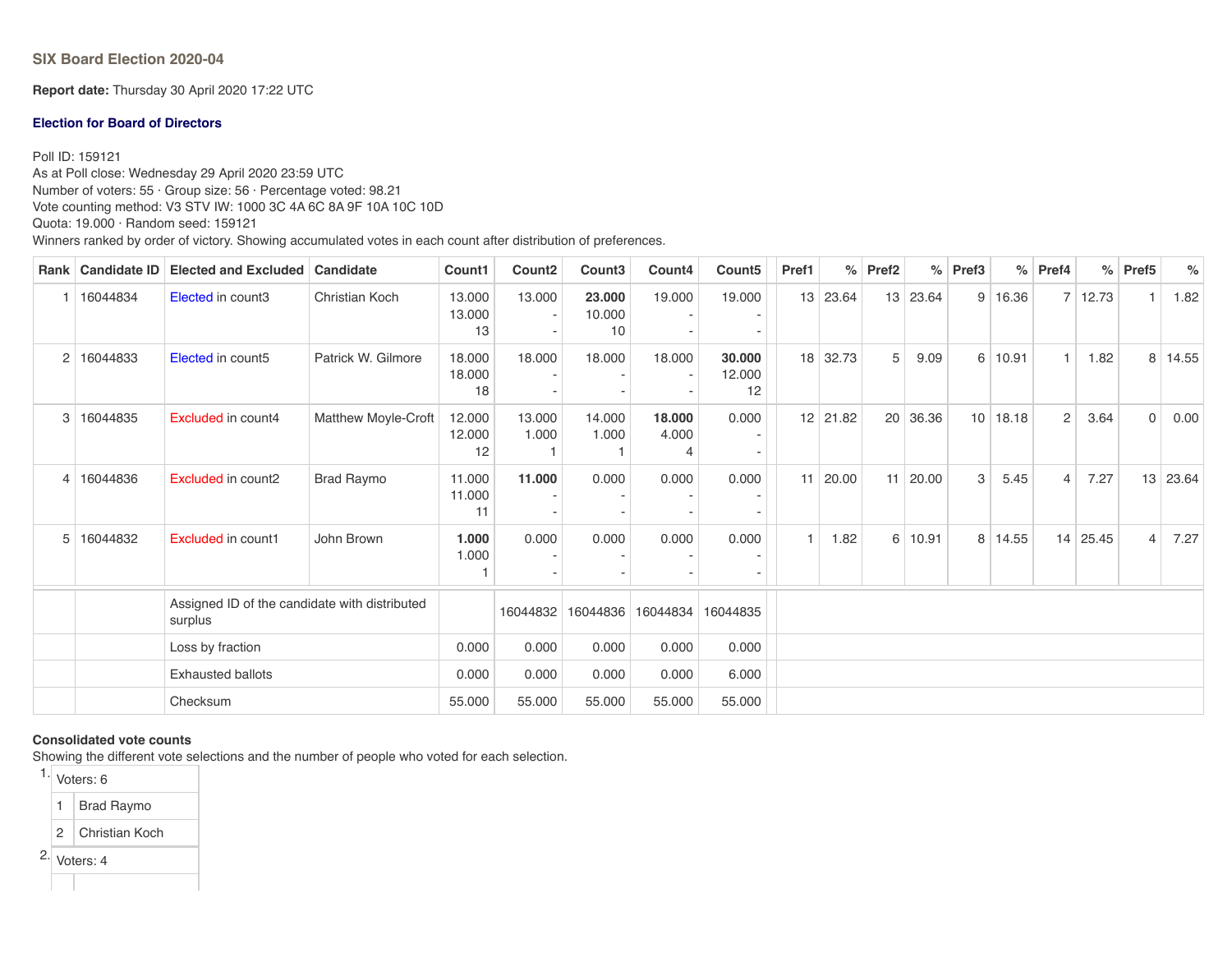### SIX Board Election 2020-04

**Report date:** Thursday 30 April 2020 17:22 UTC

**Election for Board of Directors**

Poll ID: 159121
As at Poll close: Wednesday 29 April 2020 23:59 UTC
Number of voters: 55 · Group size: 56 · Percentage voted: 98.21
Vote counting method: V3 STV IW: 1000 3C 4A 6C 8A 9F 10A 10C 10D
Quota: 19.000 · Random seed: 159121
Winners ranked by order of victory. Showing accumulated votes in each count after distribution of preferences.

| Rank | Candidate ID | Elected and Excluded | Candidate | Count1 | Count2 | Count3 | Count4 | Count5 | Pref1 | % | Pref2 | % | Pref3 | % | Pref4 | % | Pref5 | % |
|---|---|---|---|---|---|---|---|---|---|---|---|---|---|---|---|---|---|---|
| 1 | 16044834 | Elected in count3 | Christian Koch | 13.000<br>13.000<br>13 | 13.000<br>-<br>- | **23.000**<br>10.000<br>10 | 19.000<br>-<br>- | 19.000<br>-<br>- | 13 | 23.64 | 13 | 23.64 | 9 | 16.36 | 7 | 12.73 | 1 | 1.82 |
| 2 | 16044833 | Elected in count5 | Patrick W. Gilmore | 18.000<br>18.000<br>18 | 18.000<br>-<br>- | 18.000<br>-<br>- | 18.000<br>-<br>- | **30.000**<br>12.000<br>12 | 18 | 32.73 | 5 | 9.09 | 6 | 10.91 | 1 | 1.82 | 8 | 14.55 |
| 3 | 16044835 | Excluded in count4 | Matthew Moyle-Croft | 12.000<br>12.000<br>12 | 13.000<br>1.000<br>1 | 14.000<br>1.000<br>1 | **18.000**<br>4.000<br>4 | 0.000<br>-<br>- | 12 | 21.82 | 20 | 36.36 | 10 | 18.18 | 2 | 3.64 | 0 | 0.00 |
| 4 | 16044836 | Excluded in count2 | Brad Raymo | 11.000<br>11.000<br>11 | **11.000**<br>-<br>- | 0.000<br>-<br>- | 0.000<br>-<br>- | 0.000<br>-<br>- | 11 | 20.00 | 11 | 20.00 | 3 | 5.45 | 4 | 7.27 | 13 | 23.64 |
| 5 | 16044832 | Excluded in count1 | John Brown | **1.000**<br>1.000<br>1 | 0.000<br>-<br>- | 0.000<br>-<br>- | 0.000<br>-<br>- | 0.000<br>-<br>- | 1 | 1.82 | 6 | 10.91 | 8 | 14.55 | 14 | 25.45 | 4 | 7.27 |
| | | Assigned ID of the candidate with distributed surplus | | | 16044832 | 16044836 | 16044834 | 16044835 | | | | | | | | | | |
| | | Loss by fraction | | 0.000 | 0.000 | 0.000 | 0.000 | 0.000 | | | | | | | | | | |
| | | Exhausted ballots | | 0.000 | 0.000 | 0.000 | 0.000 | 6.000 | | | | | | | | | | |
| | | Checksum | | 55.000 | 55.000 | 55.000 | 55.000 | 55.000 | | | | | | | | | | |

**Consolidated vote counts**
Showing the different vote selections and the number of people who voted for each selection.

1. Voters: 6

| | |
|---|---|
| 1 | Brad Raymo |
| 2 | Christian Koch |

2. Voters: 4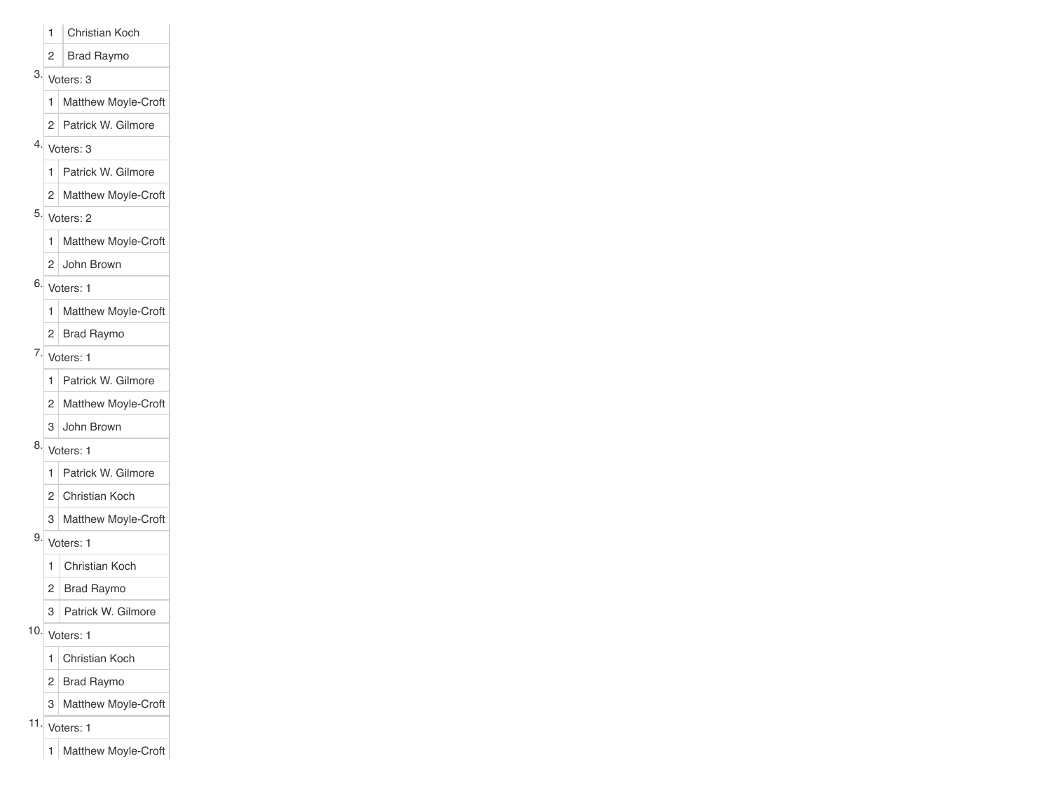| | |
|---|---|
| 1 | Christian Koch |
| 2 | Brad Raymo |

3. Voters: 3

| | |
|---|---|
| 1 | Matthew Moyle-Croft |
| 2 | Patrick W. Gilmore |

4. Voters: 3

| | |
|---|---|
| 1 | Patrick W. Gilmore |
| 2 | Matthew Moyle-Croft |

5. Voters: 2

| | |
|---|---|
| 1 | Matthew Moyle-Croft |
| 2 | John Brown |

6. Voters: 1

| | |
|---|---|
| 1 | Matthew Moyle-Croft |
| 2 | Brad Raymo |

7. Voters: 1

| | |
|---|---|
| 1 | Patrick W. Gilmore |
| 2 | Matthew Moyle-Croft |
| 3 | John Brown |

8. Voters: 1

| | |
|---|---|
| 1 | Patrick W. Gilmore |
| 2 | Christian Koch |
| 3 | Matthew Moyle-Croft |

9. Voters: 1

| | |
|---|---|
| 1 | Christian Koch |
| 2 | Brad Raymo |
| 3 | Patrick W. Gilmore |

10. Voters: 1

| | |
|---|---|
| 1 | Christian Koch |
| 2 | Brad Raymo |
| 3 | Matthew Moyle-Croft |

11. Voters: 1

| | |
|---|---|
| 1 | Matthew Moyle-Croft |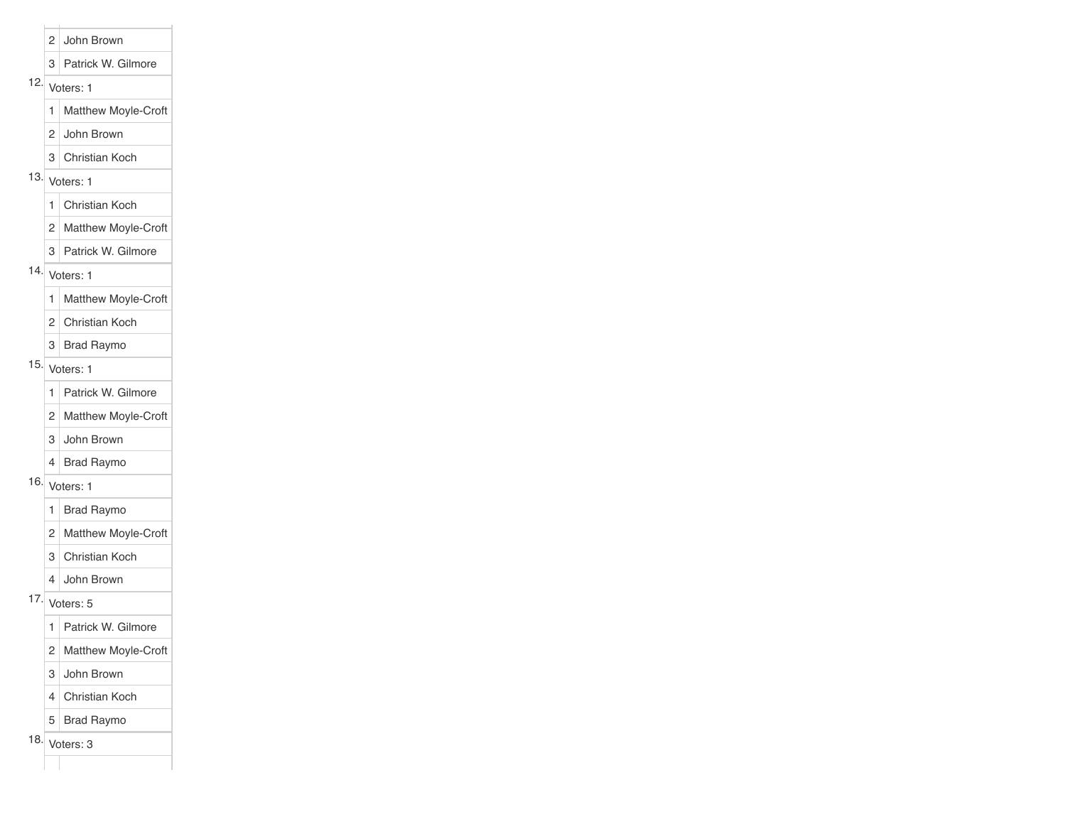| | |
|---|---|
| 2 | John Brown |
| 3 | Patrick W. Gilmore |

12\. Voters: 1

| | |
|---|---|
| 1 | Matthew Moyle-Croft |
| 2 | John Brown |
| 3 | Christian Koch |

13\. Voters: 1

| | |
|---|---|
| 1 | Christian Koch |
| 2 | Matthew Moyle-Croft |
| 3 | Patrick W. Gilmore |

14\. Voters: 1

| | |
|---|---|
| 1 | Matthew Moyle-Croft |
| 2 | Christian Koch |
| 3 | Brad Raymo |

15\. Voters: 1

| | |
|---|---|
| 1 | Patrick W. Gilmore |
| 2 | Matthew Moyle-Croft |
| 3 | John Brown |
| 4 | Brad Raymo |

16\. Voters: 1

| | |
|---|---|
| 1 | Brad Raymo |
| 2 | Matthew Moyle-Croft |
| 3 | Christian Koch |
| 4 | John Brown |

17\. Voters: 5

| | |
|---|---|
| 1 | Patrick W. Gilmore |
| 2 | Matthew Moyle-Croft |
| 3 | John Brown |
| 4 | Christian Koch |
| 5 | Brad Raymo |

18\. Voters: 3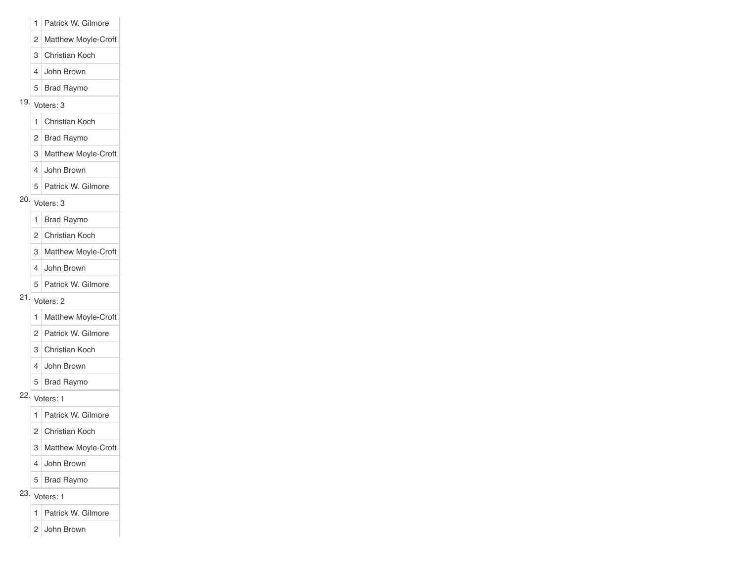| | |
|---|---|
| 1 | Patrick W. Gilmore |
| 2 | Matthew Moyle-Croft |
| 3 | Christian Koch |
| 4 | John Brown |
| 5 | Brad Raymo |

19. Voters: 3

| | |
|---|---|
| 1 | Christian Koch |
| 2 | Brad Raymo |
| 3 | Matthew Moyle-Croft |
| 4 | John Brown |
| 5 | Patrick W. Gilmore |

20. Voters: 3

| | |
|---|---|
| 1 | Brad Raymo |
| 2 | Christian Koch |
| 3 | Matthew Moyle-Croft |
| 4 | John Brown |
| 5 | Patrick W. Gilmore |

21. Voters: 2

| | |
|---|---|
| 1 | Matthew Moyle-Croft |
| 2 | Patrick W. Gilmore |
| 3 | Christian Koch |
| 4 | John Brown |
| 5 | Brad Raymo |

22. Voters: 1

| | |
|---|---|
| 1 | Patrick W. Gilmore |
| 2 | Christian Koch |
| 3 | Matthew Moyle-Croft |
| 4 | John Brown |
| 5 | Brad Raymo |

23. Voters: 1

| | |
|---|---|
| 1 | Patrick W. Gilmore |
| 2 | John Brown |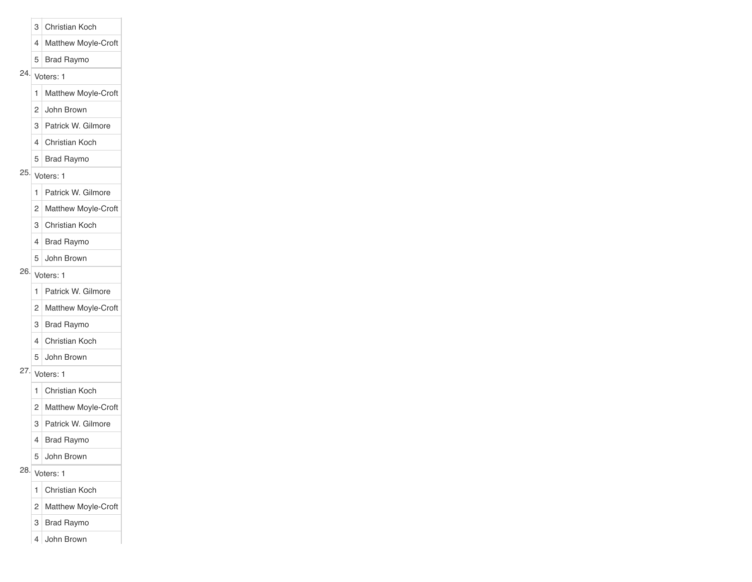| | |
|---|---|
| 3 | Christian Koch |
| 4 | Matthew Moyle-Croft |
| 5 | Brad Raymo |

24.

| Voters: 1 | |
|---|---|
| 1 | Matthew Moyle-Croft |
| 2 | John Brown |
| 3 | Patrick W. Gilmore |
| 4 | Christian Koch |
| 5 | Brad Raymo |

25.

| Voters: 1 | |
|---|---|
| 1 | Patrick W. Gilmore |
| 2 | Matthew Moyle-Croft |
| 3 | Christian Koch |
| 4 | Brad Raymo |
| 5 | John Brown |

26.

| Voters: 1 | |
|---|---|
| 1 | Patrick W. Gilmore |
| 2 | Matthew Moyle-Croft |
| 3 | Brad Raymo |
| 4 | Christian Koch |
| 5 | John Brown |

27.

| Voters: 1 | |
|---|---|
| 1 | Christian Koch |
| 2 | Matthew Moyle-Croft |
| 3 | Patrick W. Gilmore |
| 4 | Brad Raymo |
| 5 | John Brown |

28.

| Voters: 1 | |
|---|---|
| 1 | Christian Koch |
| 2 | Matthew Moyle-Croft |
| 3 | Brad Raymo |
| 4 | John Brown |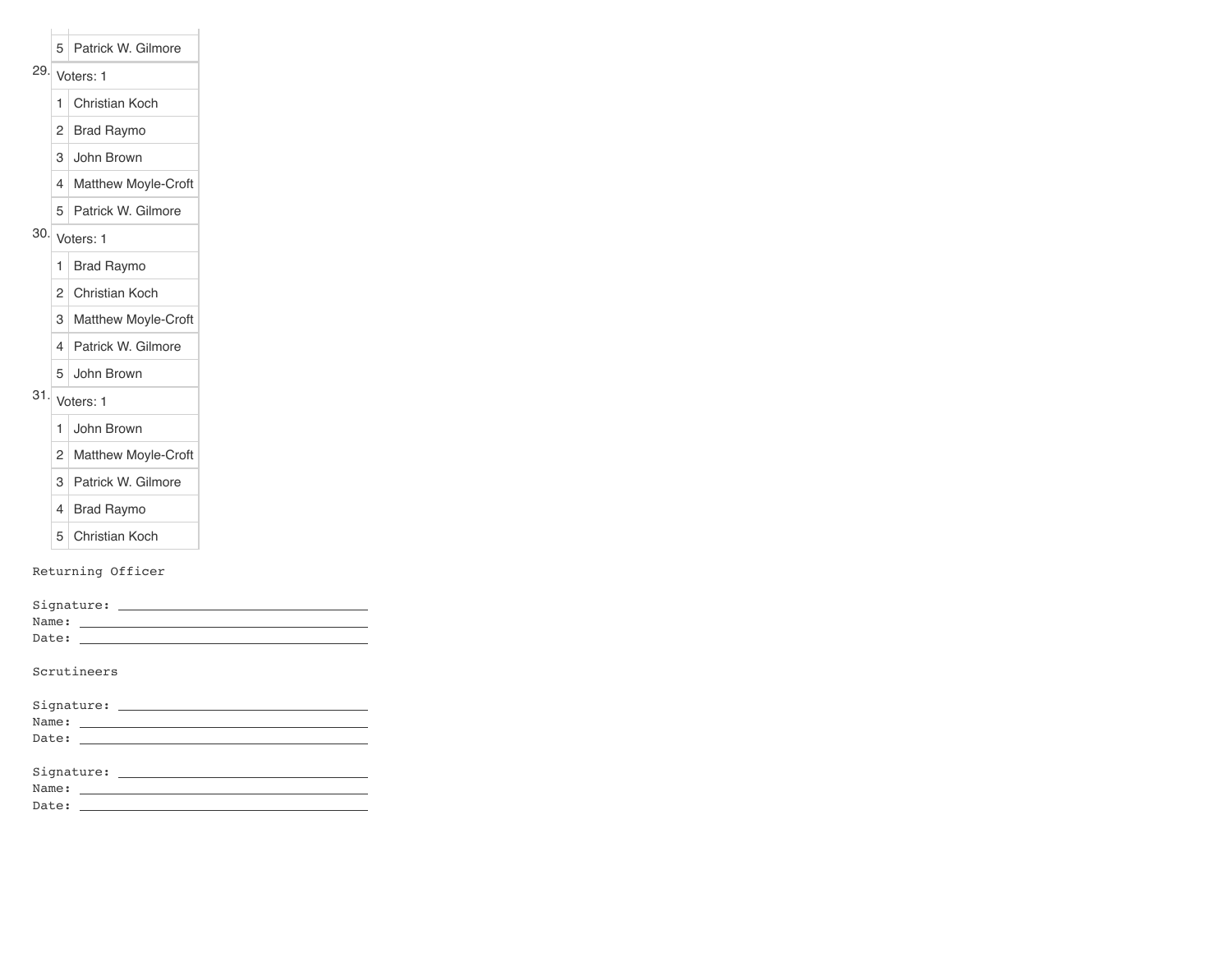| | |
|---|---|
| 5 | Patrick W. Gilmore |

29.

| Voters: 1 | |
|---|---|
| 1 | Christian Koch |
| 2 | Brad Raymo |
| 3 | John Brown |
| 4 | Matthew Moyle-Croft |
| 5 | Patrick W. Gilmore |

30.

| Voters: 1 | |
|---|---|
| 1 | Brad Raymo |
| 2 | Christian Koch |
| 3 | Matthew Moyle-Croft |
| 4 | Patrick W. Gilmore |
| 5 | John Brown |

31.

| Voters: 1 | |
|---|---|
| 1 | John Brown |
| 2 | Matthew Moyle-Croft |
| 3 | Patrick W. Gilmore |
| 4 | Brad Raymo |
| 5 | Christian Koch |

Returning Officer

Signature: ______________________________
Name: ______________________________
Date: ______________________________

Scrutineers

Signature: ______________________________
Name: ______________________________
Date: ______________________________

Signature: ______________________________
Name: ______________________________
Date: ______________________________